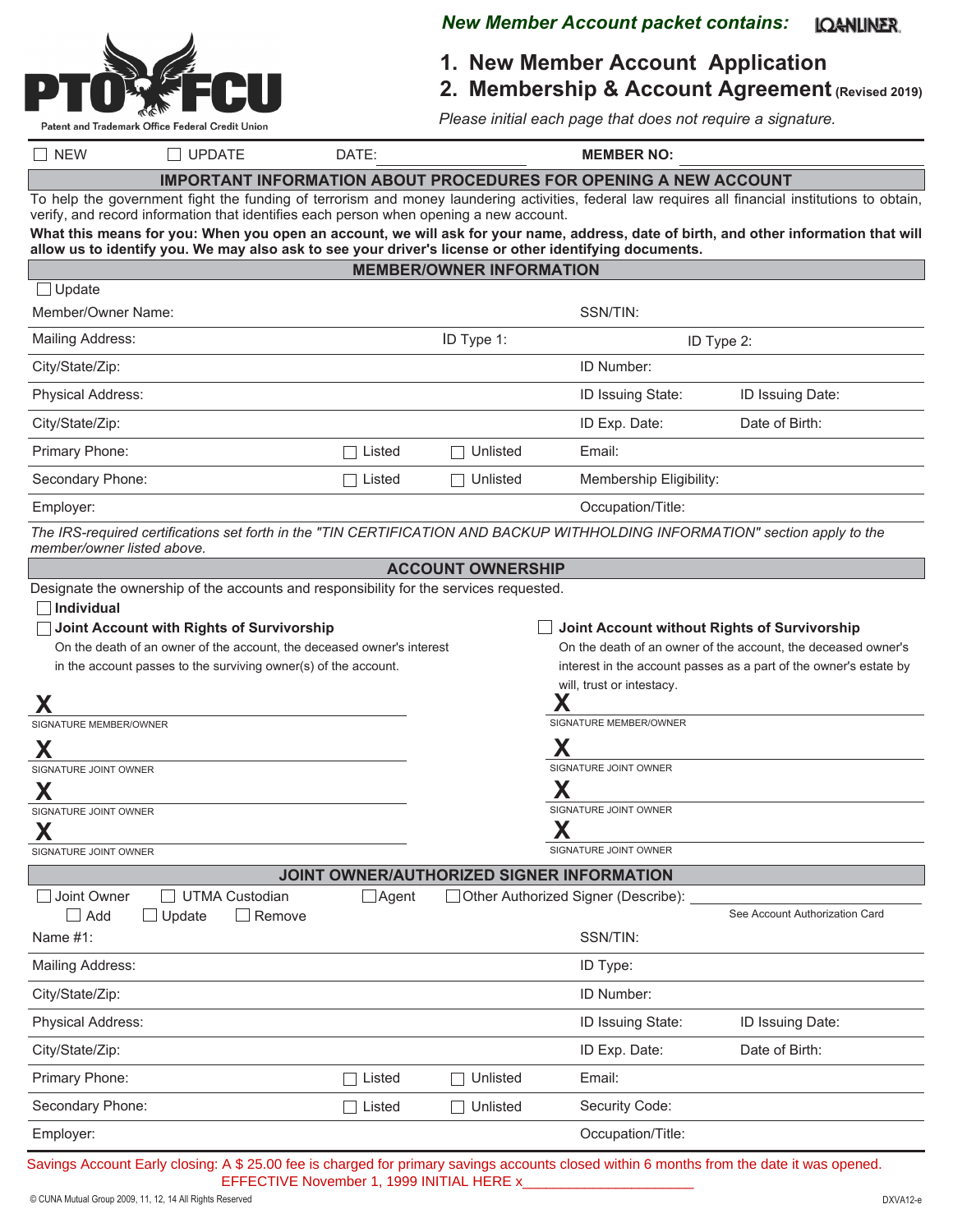PTO FCU

Patent and Trademark Office Federal Credit Union

***New Member Account packet contains:*** LOANLINER

## 1. New Member Account Application
## 2. Membership & Account Agreement (Revised 2019)

*Please initial each page that does not require a signature.*

☐ NEW ☐ UPDATE DATE: ____________ **MEMBER NO:** ____________

### IMPORTANT INFORMATION ABOUT PROCEDURES FOR OPENING A NEW ACCOUNT

To help the government fight the funding of terrorism and money laundering activities, federal law requires all financial institutions to obtain, verify, and record information that identifies each person when opening a new account.

**What this means for you: When you open an account, we will ask for your name, address, date of birth, and other information that will allow us to identify you. We may also ask to see your driver's license or other identifying documents.**

### MEMBER/OWNER INFORMATION

☐ Update

| | | | |
|---|---|---|---|
| Member/Owner Name: | | SSN/TIN: | |
| Mailing Address: | ID Type 1: | ID Type 2: | |
| City/State/Zip: | | ID Number: | |
| Physical Address: | | ID Issuing State: | ID Issuing Date: |
| City/State/Zip: | | ID Exp. Date: | Date of Birth: |
| Primary Phone: | ☐ Listed ☐ Unlisted | Email: | |
| Secondary Phone: | ☐ Listed ☐ Unlisted | Membership Eligibility: | |
| Employer: | | Occupation/Title: | |

*The IRS-required certifications set forth in the "TIN CERTIFICATION AND BACKUP WITHHOLDING INFORMATION" section apply to the member/owner listed above.*

### ACCOUNT OWNERSHIP

Designate the ownership of the accounts and responsibility for the services requested.

☐ **Individual**

☐ **Joint Account with Rights of Survivorship**

On the death of an owner of the account, the deceased owner's interest in the account passes to the surviving owner(s) of the account.

**X** ______________________
SIGNATURE MEMBER/OWNER

**X** ______________________
SIGNATURE JOINT OWNER

**X** ______________________
SIGNATURE JOINT OWNER

**X** ______________________
SIGNATURE JOINT OWNER

☐ **Joint Account without Rights of Survivorship**

On the death of an owner of the account, the deceased owner's interest in the account passes as a part of the owner's estate by will, trust or intestacy.

**X** ______________________
SIGNATURE MEMBER/OWNER

**X** ______________________
SIGNATURE JOINT OWNER

**X** ______________________
SIGNATURE JOINT OWNER

**X** ______________________
SIGNATURE JOINT OWNER

### JOINT OWNER/AUTHORIZED SIGNER INFORMATION

☐ Joint Owner ☐ UTMA Custodian ☐ Agent ☐ Other Authorized Signer (Describe): ____________

☐ Add ☐ Update ☐ Remove

See Account Authorization Card

| | | | |
|---|---|---|---|
| Name #1: | | SSN/TIN: | |
| Mailing Address: | | ID Type: | |
| City/State/Zip: | | ID Number: | |
| Physical Address: | | ID Issuing State: | ID Issuing Date: |
| City/State/Zip: | | ID Exp. Date: | Date of Birth: |
| Primary Phone: | ☐ Listed ☐ Unlisted | Email: | |
| Secondary Phone: | ☐ Listed ☐ Unlisted | Security Code: | |
| Employer: | | Occupation/Title: | |

Savings Account Early closing: A $ 25.00 fee is charged for primary savings accounts closed within 6 months from the date it was opened.
EFFECTIVE November 1, 1999 INITIAL HERE x______________________

© CUNA Mutual Group 2009, 11, 12, 14 All Rights Reserved

DXVA12-e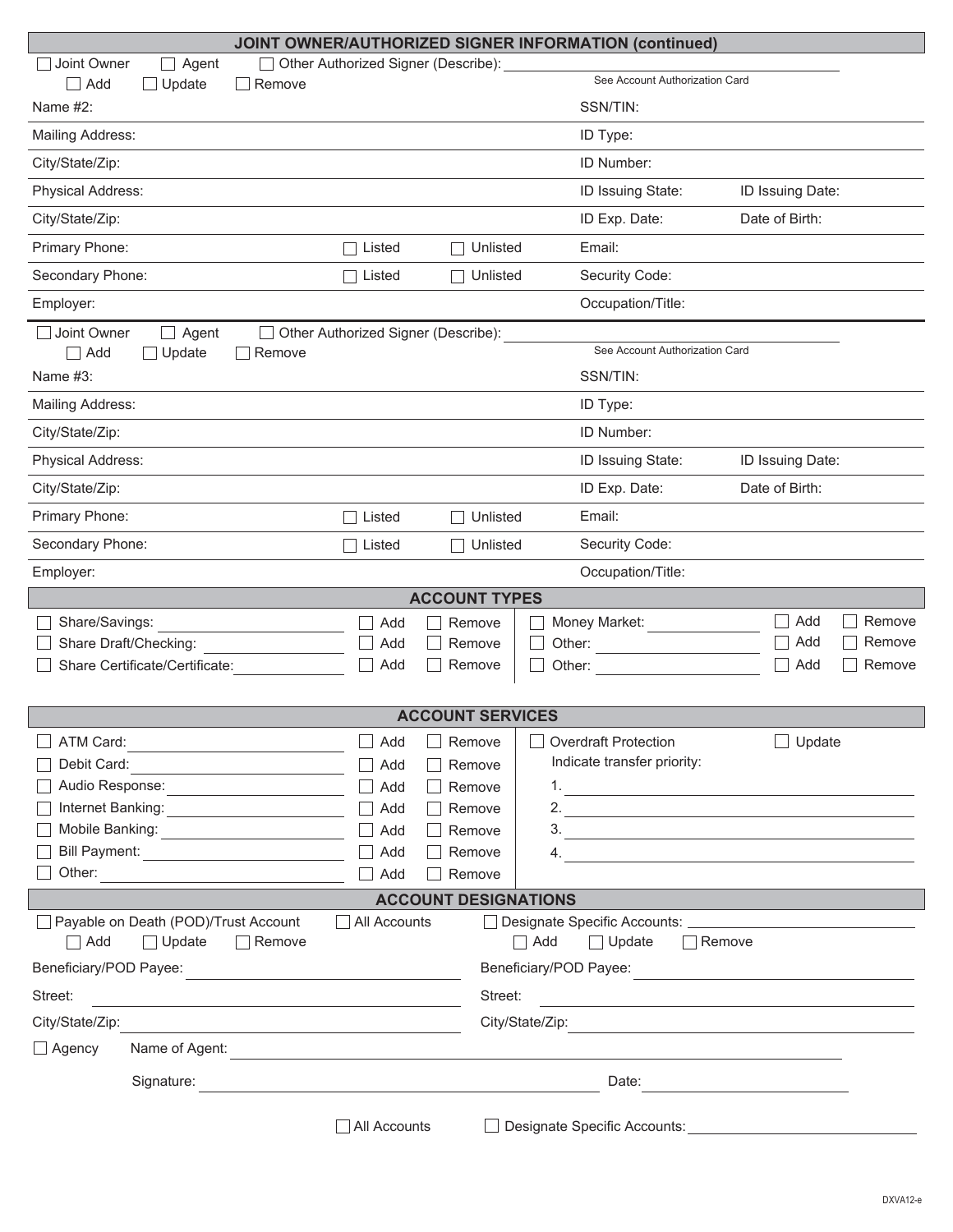## JOINT OWNER/AUTHORIZED SIGNER INFORMATION (continued)

☐ Joint Owner ☐ Agent ☐ Other Authorized Signer (Describe): ____________________
See Account Authorization Card

☐ Add ☐ Update ☐ Remove

| | | | |
|---|---|---|---|
| Name #2: | | SSN/TIN: | |
| Mailing Address: | | ID Type: | |
| City/State/Zip: | | ID Number: | |
| Physical Address: | | ID Issuing State: | ID Issuing Date: |
| City/State/Zip: | | ID Exp. Date: | Date of Birth: |
| Primary Phone: | ☐ Listed ☐ Unlisted | Email: | |
| Secondary Phone: | ☐ Listed ☐ Unlisted | Security Code: | |
| Employer: | | Occupation/Title: | |

☐ Joint Owner ☐ Agent ☐ Other Authorized Signer (Describe): ____________________
See Account Authorization Card

☐ Add ☐ Update ☐ Remove

| | | | |
|---|---|---|---|
| Name #3: | | SSN/TIN: | |
| Mailing Address: | | ID Type: | |
| City/State/Zip: | | ID Number: | |
| Physical Address: | | ID Issuing State: | ID Issuing Date: |
| City/State/Zip: | | ID Exp. Date: | Date of Birth: |
| Primary Phone: | ☐ Listed ☐ Unlisted | Email: | |
| Secondary Phone: | ☐ Listed ☐ Unlisted | Security Code: | |
| Employer: | | Occupation/Title: | |

## ACCOUNT TYPES

| | | | | | |
|---|---|---|---|---|---|
| ☐ Share/Savings: ____________ | ☐ Add | ☐ Remove | ☐ Money Market: ____________ | ☐ Add | ☐ Remove |
| ☐ Share Draft/Checking: ____________ | ☐ Add | ☐ Remove | ☐ Other: ____________ | ☐ Add | ☐ Remove |
| ☐ Share Certificate/Certificate: ____________ | ☐ Add | ☐ Remove | ☐ Other: ____________ | ☐ Add | ☐ Remove |

## ACCOUNT SERVICES

| | | | |
|---|---|---|---|
| ☐ ATM Card: ____________ | ☐ Add | ☐ Remove | ☐ Overdraft Protection ☐ Update |
| ☐ Debit Card: ____________ | ☐ Add | ☐ Remove | Indicate transfer priority: |
| ☐ Audio Response: ____________ | ☐ Add | ☐ Remove | 1. ____________ |
| ☐ Internet Banking: ____________ | ☐ Add | ☐ Remove | 2. ____________ |
| ☐ Mobile Banking: ____________ | ☐ Add | ☐ Remove | 3. ____________ |
| ☐ Bill Payment: ____________ | ☐ Add | ☐ Remove | 4. ____________ |
| ☐ Other: ____________ | ☐ Add | ☐ Remove | |

## ACCOUNT DESIGNATIONS

☐ Payable on Death (POD)/Trust Account ☐ All Accounts ☐ Designate Specific Accounts: ____________

☐ Add ☐ Update ☐ Remove ☐ Add ☐ Update ☐ Remove

| | |
|---|---|
| Beneficiary/POD Payee: ____________ | Beneficiary/POD Payee: ____________ |
| Street: ____________ | Street: ____________ |
| City/State/Zip: ____________ | City/State/Zip: ____________ |

☐ Agency Name of Agent: ____________________

Signature: ____________________ Date: ____________

☐ All Accounts ☐ Designate Specific Accounts: ____________

DXVA12-e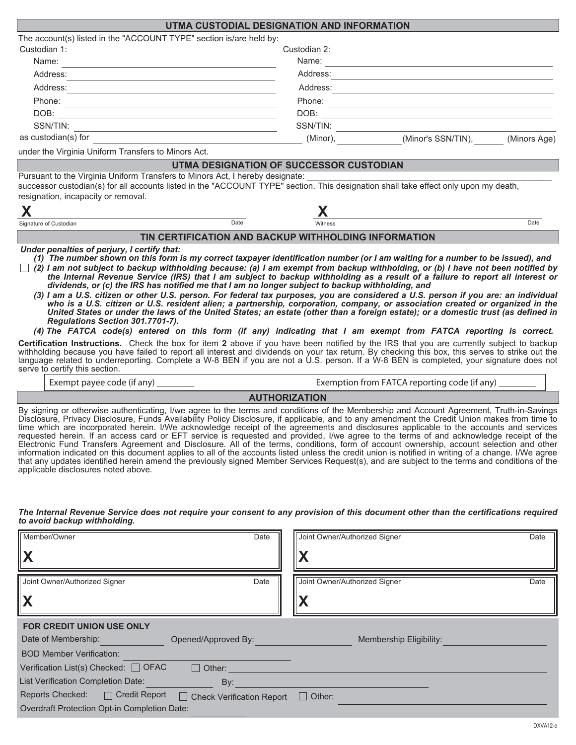## UTMA CUSTODIAL DESIGNATION AND INFORMATION

The account(s) listed in the "ACCOUNT TYPE" section is/are held by:

| Custodian 1: | Custodian 2: |
|---|---|
| Name: | Name: |
| Address: | Address: |
| Address: | Address: |
| Phone: | Phone: |
| DOB: | DOB: |
| SSN/TIN: | SSN/TIN: |

as custodian(s) for ______________________ (Minor), ____________ (Minor's SSN/TIN), ______ (Minors Age)

under the Virginia Uniform Transfers to Minors Act.

## UTMA DESIGNATION OF SUCCESSOR CUSTODIAN

Pursuant to the Virginia Uniform Transfers to Minors Act, I hereby designate: ______________________________________________ successor custodian(s) for all accounts listed in the "ACCOUNT TYPE" section. This designation shall take effect only upon my death, resignation, incapacity or removal.

**X** ______________________________ Date
Signature of Custodian

**X** ______________________________ Date
Witness

## TIN CERTIFICATION AND BACKUP WITHHOLDING INFORMATION

***Under penalties of perjury, I certify that:***

***(1) The number shown on this form is my correct taxpayer identification number (or I am waiting for a number to be issued), and***

☐ ***(2) I am not subject to backup withholding because: (a) I am exempt from backup withholding, or (b) I have not been notified by the Internal Revenue Service (IRS) that I am subject to backup withholding as a result of a failure to report all interest or dividends, or (c) the IRS has notified me that I am no longer subject to backup withholding, and***

***(3) I am a U.S. citizen or other U.S. person. For federal tax purposes, you are considered a U.S. person if you are: an individual who is a U.S. citizen or U.S. resident alien; a partnership, corporation, company, or association created or organized in the United States or under the laws of the United States; an estate (other than a foreign estate); or a domestic trust (as defined in Regulations Section 301.7701-7).***

***(4) The FATCA code(s) entered on this form (if any) indicating that I am exempt from FATCA reporting is correct.***

**Certification Instructions.** Check the box for item **2** above if you have been notified by the IRS that you are currently subject to backup withholding because you have failed to report all interest and dividends on your tax return. By checking this box, this serves to strike out the language related to underreporting. Complete a W-8 BEN if you are not a U.S. person. If a W-8 BEN is completed, your signature does not serve to certify this section.

Exempt payee code (if any) ________ Exemption from FATCA reporting code (if any) ________

## AUTHORIZATION

By signing or otherwise authenticating, I/we agree to the terms and conditions of the Membership and Account Agreement, Truth-in-Savings Disclosure, Privacy Disclosure, Funds Availability Policy Disclosure, if applicable, and to any amendment the Credit Union makes from time to time which are incorporated herein. I/We acknowledge receipt of the agreements and disclosures applicable to the accounts and services requested herein. If an access card or EFT service is requested and provided, I/we agree to the terms of and acknowledge receipt of the Electronic Fund Transfers Agreement and Disclosure. All of the terms, conditions, form of account ownership, account selection and other information indicated on this document applies to all of the accounts listed unless the credit union is notified in writing of a change. I/We agree that any updates identified herein amend the previously signed Member Services Request(s), and are subject to the terms and conditions of the applicable disclosures noted above.

***The Internal Revenue Service does not require your consent to any provision of this document other than the certifications required to avoid backup withholding.***

| Member/Owner — Date | Joint Owner/Authorized Signer — Date |
|---|---|
| **X** | **X** |
| **Joint Owner/Authorized Signer — Date** | **Joint Owner/Authorized Signer — Date** |
| **X** | **X** |

**FOR CREDIT UNION USE ONLY**

Date of Membership: __________ Opened/Approved By: __________ Membership Eligibility: __________

BOD Member Verification: __________

Verification List(s) Checked: ☐ OFAC ☐ Other: __________

List Verification Completion Date: __________ By: __________

Reports Checked: ☐ Credit Report ☐ Check Verification Report ☐ Other: __________

Overdraft Protection Opt-in Completion Date: __________

DXVA12-e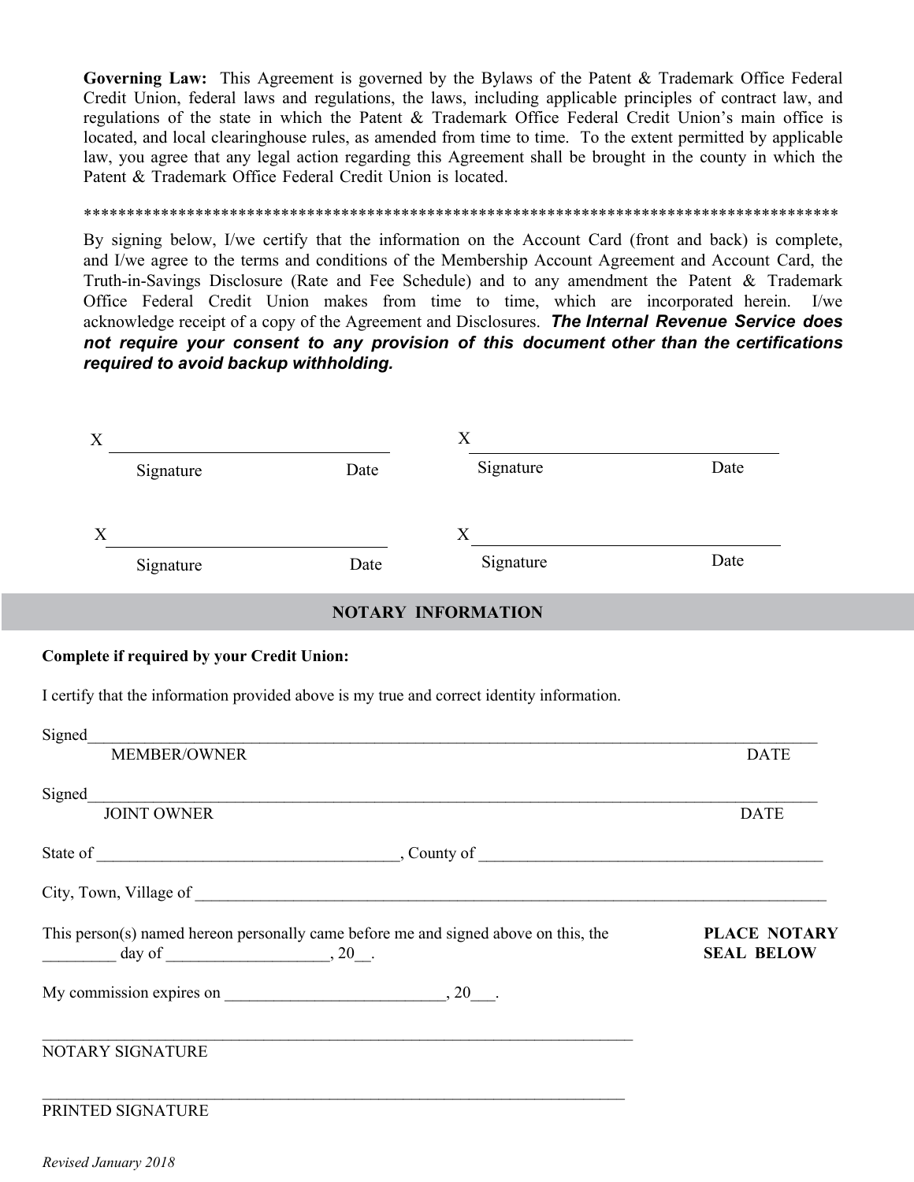**Governing Law:** This Agreement is governed by the Bylaws of the Patent & Trademark Office Federal Credit Union, federal laws and regulations, the laws, including applicable principles of contract law, and regulations of the state in which the Patent & Trademark Office Federal Credit Union's main office is located, and local clearinghouse rules, as amended from time to time. To the extent permitted by applicable law, you agree that any legal action regarding this Agreement shall be brought in the county in which the Patent & Trademark Office Federal Credit Union is located.

*****************************************************************************************

By signing below, I/we certify that the information on the Account Card (front and back) is complete, and I/we agree to the terms and conditions of the Membership Account Agreement and Account Card, the Truth-in-Savings Disclosure (Rate and Fee Schedule) and to any amendment the Patent & Trademark Office Federal Credit Union makes from time to time, which are incorporated herein. I/we acknowledge receipt of a copy of the Agreement and Disclosures. ***The Internal Revenue Service does not require your consent to any provision of this document other than the certifications required to avoid backup withholding.***

X ______________________________ X ______________________________
Signature Date Signature Date

X ______________________________ X ______________________________
Signature Date Signature Date

## NOTARY INFORMATION

**Complete if required by your Credit Union:**

I certify that the information provided above is my true and correct identity information.

Signed________________________________________________________________________________
MEMBER/OWNER DATE

Signed________________________________________________________________________________
JOINT OWNER DATE

State of ____________________________________, County of __________________________________________

City, Town, Village of ________________________________________________________________________________

This person(s) named hereon personally came before me and signed above on this, the _________ day of ____________________, 20__.

**PLACE NOTARY SEAL BELOW**

My commission expires on __________________________, 20___.

________________________________________________________________________
NOTARY SIGNATURE

________________________________________________________________________
PRINTED SIGNATURE

*Revised January 2018*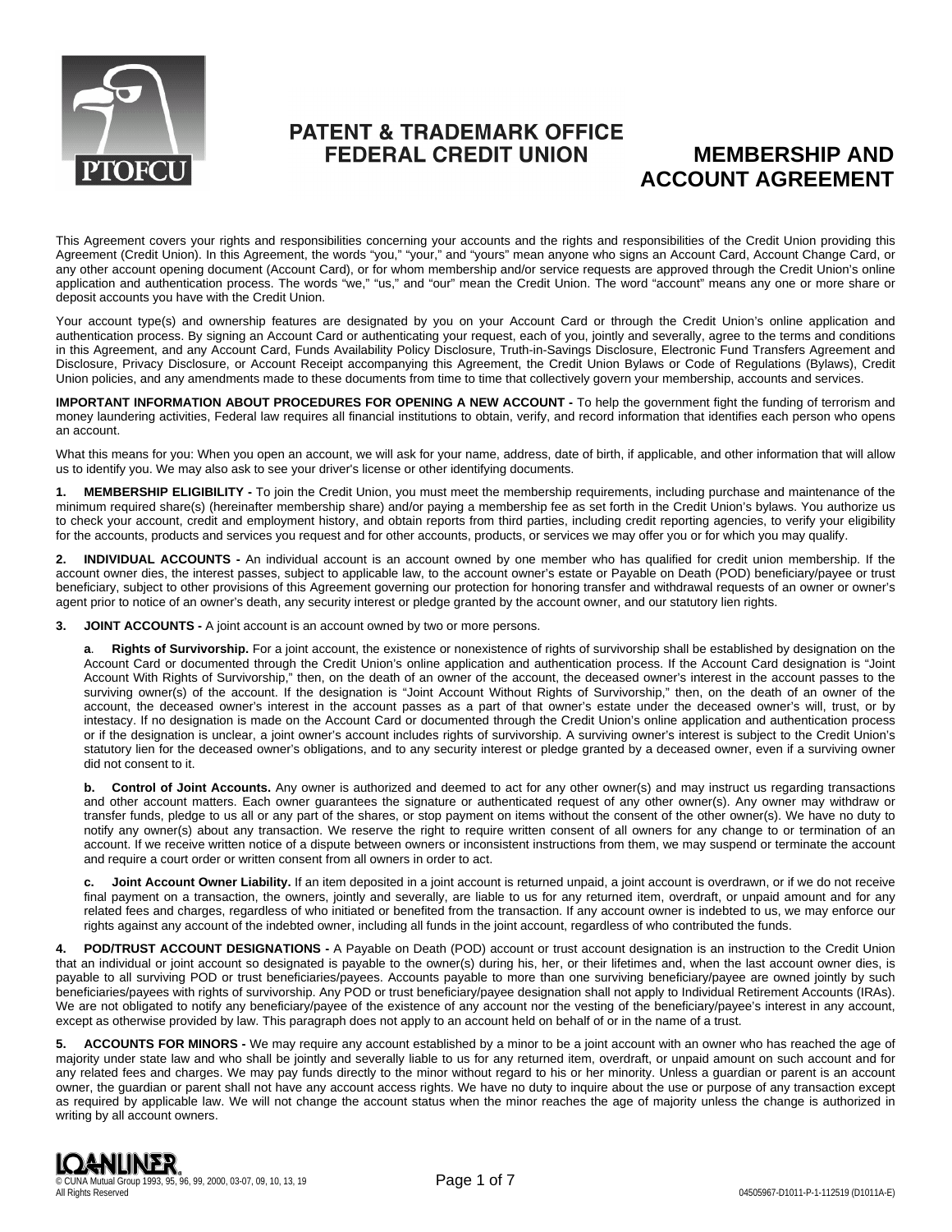# PATENT & TRADEMARK OFFICE FEDERAL CREDIT UNION

# MEMBERSHIP AND ACCOUNT AGREEMENT

This Agreement covers your rights and responsibilities concerning your accounts and the rights and responsibilities of the Credit Union providing this Agreement (Credit Union). In this Agreement, the words "you," "your," and "yours" mean anyone who signs an Account Card, Account Change Card, or any other account opening document (Account Card), or for whom membership and/or service requests are approved through the Credit Union's online application and authentication process. The words "we," "us," and "our" mean the Credit Union. The word "account" means any one or more share or deposit accounts you have with the Credit Union.

Your account type(s) and ownership features are designated by you on your Account Card or through the Credit Union's online application and authentication process. By signing an Account Card or authenticating your request, each of you, jointly and severally, agree to the terms and conditions in this Agreement, and any Account Card, Funds Availability Policy Disclosure, Truth-in-Savings Disclosure, Electronic Fund Transfers Agreement and Disclosure, Privacy Disclosure, or Account Receipt accompanying this Agreement, the Credit Union Bylaws or Code of Regulations (Bylaws), Credit Union policies, and any amendments made to these documents from time to time that collectively govern your membership, accounts and services.

**IMPORTANT INFORMATION ABOUT PROCEDURES FOR OPENING A NEW ACCOUNT -** To help the government fight the funding of terrorism and money laundering activities, Federal law requires all financial institutions to obtain, verify, and record information that identifies each person who opens an account.

What this means for you: When you open an account, we will ask for your name, address, date of birth, if applicable, and other information that will allow us to identify you. We may also ask to see your driver's license or other identifying documents.

**1. MEMBERSHIP ELIGIBILITY -** To join the Credit Union, you must meet the membership requirements, including purchase and maintenance of the minimum required share(s) (hereinafter membership share) and/or paying a membership fee as set forth in the Credit Union's bylaws. You authorize us to check your account, credit and employment history, and obtain reports from third parties, including credit reporting agencies, to verify your eligibility for the accounts, products and services you request and for other accounts, products, or services we may offer you or for which you may qualify.

**2. INDIVIDUAL ACCOUNTS -** An individual account is an account owned by one member who has qualified for credit union membership. If the account owner dies, the interest passes, subject to applicable law, to the account owner's estate or Payable on Death (POD) beneficiary/payee or trust beneficiary, subject to other provisions of this Agreement governing our protection for honoring transfer and withdrawal requests of an owner or owner's agent prior to notice of an owner's death, any security interest or pledge granted by the account owner, and our statutory lien rights.

**3. JOINT ACCOUNTS -** A joint account is an account owned by two or more persons.

**a. Rights of Survivorship.** For a joint account, the existence or nonexistence of rights of survivorship shall be established by designation on the Account Card or documented through the Credit Union's online application and authentication process. If the Account Card designation is "Joint Account With Rights of Survivorship," then, on the death of an owner of the account, the deceased owner's interest in the account passes to the surviving owner(s) of the account. If the designation is "Joint Account Without Rights of Survivorship," then, on the death of an owner of the account, the deceased owner's interest in the account passes as a part of that owner's estate under the deceased owner's will, trust, or by intestacy. If no designation is made on the Account Card or documented through the Credit Union's online application and authentication process or if the designation is unclear, a joint owner's account includes rights of survivorship. A surviving owner's interest is subject to the Credit Union's statutory lien for the deceased owner's obligations, and to any security interest or pledge granted by a deceased owner, even if a surviving owner did not consent to it.

**b. Control of Joint Accounts.** Any owner is authorized and deemed to act for any other owner(s) and may instruct us regarding transactions and other account matters. Each owner guarantees the signature or authenticated request of any other owner(s). Any owner may withdraw or transfer funds, pledge to us all or any part of the shares, or stop payment on items without the consent of the other owner(s). We have no duty to notify any owner(s) about any transaction. We reserve the right to require written consent of all owners for any change to or termination of an account. If we receive written notice of a dispute between owners or inconsistent instructions from them, we may suspend or terminate the account and require a court order or written consent from all owners in order to act.

**c. Joint Account Owner Liability.** If an item deposited in a joint account is returned unpaid, a joint account is overdrawn, or if we do not receive final payment on a transaction, the owners, jointly and severally, are liable to us for any returned item, overdraft, or unpaid amount and for any related fees and charges, regardless of who initiated or benefited from the transaction. If any account owner is indebted to us, we may enforce our rights against any account of the indebted owner, including all funds in the joint account, regardless of who contributed the funds.

**4. POD/TRUST ACCOUNT DESIGNATIONS -** A Payable on Death (POD) account or trust account designation is an instruction to the Credit Union that an individual or joint account so designated is payable to the owner(s) during his, her, or their lifetimes and, when the last account owner dies, is payable to all surviving POD or trust beneficiaries/payees. Accounts payable to more than one surviving beneficiary/payee are owned jointly by such beneficiaries/payees with rights of survivorship. Any POD or trust beneficiary/payee designation shall not apply to Individual Retirement Accounts (IRAs). We are not obligated to notify any beneficiary/payee of the existence of any account nor the vesting of the beneficiary/payee's interest in any account, except as otherwise provided by law. This paragraph does not apply to an account held on behalf of or in the name of a trust.

**5. ACCOUNTS FOR MINORS -** We may require any account established by a minor to be a joint account with an owner who has reached the age of majority under state law and who shall be jointly and severally liable to us for any returned item, overdraft, or unpaid amount on such account and for any related fees and charges. We may pay funds directly to the minor without regard to his or her minority. Unless a guardian or parent is an account owner, the guardian or parent shall not have any account access rights. We have no duty to inquire about the use or purpose of any transaction except as required by applicable law. We will not change the account status when the minor reaches the age of majority unless the change is authorized in writing by all account owners.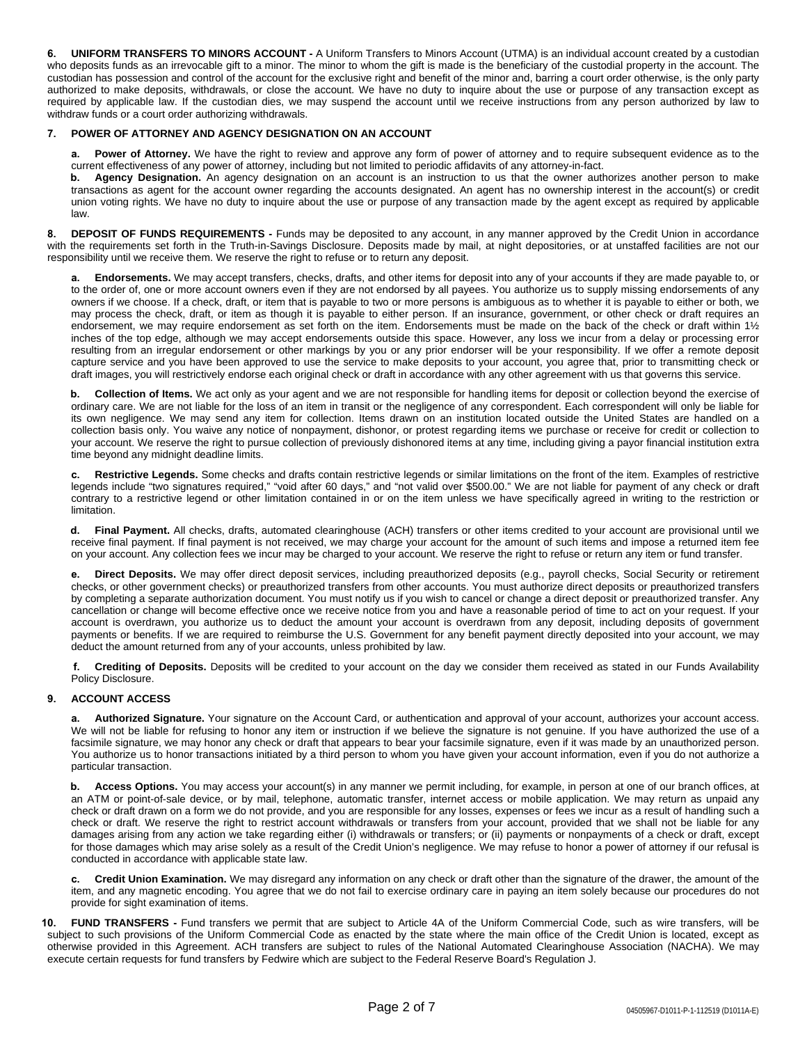**6. UNIFORM TRANSFERS TO MINORS ACCOUNT -** A Uniform Transfers to Minors Account (UTMA) is an individual account created by a custodian who deposits funds as an irrevocable gift to a minor. The minor to whom the gift is made is the beneficiary of the custodial property in the account. The custodian has possession and control of the account for the exclusive right and benefit of the minor and, barring a court order otherwise, is the only party authorized to make deposits, withdrawals, or close the account. We have no duty to inquire about the use or purpose of any transaction except as required by applicable law. If the custodian dies, we may suspend the account until we receive instructions from any person authorized by law to withdraw funds or a court order authorizing withdrawals.

**7. POWER OF ATTORNEY AND AGENCY DESIGNATION ON AN ACCOUNT**

**a. Power of Attorney.** We have the right to review and approve any form of power of attorney and to require subsequent evidence as to the current effectiveness of any power of attorney, including but not limited to periodic affidavits of any attorney-in-fact.

**b. Agency Designation.** An agency designation on an account is an instruction to us that the owner authorizes another person to make transactions as agent for the account owner regarding the accounts designated. An agent has no ownership interest in the account(s) or credit union voting rights. We have no duty to inquire about the use or purpose of any transaction made by the agent except as required by applicable law.

**8. DEPOSIT OF FUNDS REQUIREMENTS -** Funds may be deposited to any account, in any manner approved by the Credit Union in accordance with the requirements set forth in the Truth-in-Savings Disclosure. Deposits made by mail, at night depositories, or at unstaffed facilities are not our responsibility until we receive them. We reserve the right to refuse or to return any deposit.

**a. Endorsements.** We may accept transfers, checks, drafts, and other items for deposit into any of your accounts if they are made payable to, or to the order of, one or more account owners even if they are not endorsed by all payees. You authorize us to supply missing endorsements of any owners if we choose. If a check, draft, or item that is payable to two or more persons is ambiguous as to whether it is payable to either or both, we may process the check, draft, or item as though it is payable to either person. If an insurance, government, or other check or draft requires an endorsement, we may require endorsement as set forth on the item. Endorsements must be made on the back of the check or draft within 1½ inches of the top edge, although we may accept endorsements outside this space. However, any loss we incur from a delay or processing error resulting from an irregular endorsement or other markings by you or any prior endorser will be your responsibility. If we offer a remote deposit capture service and you have been approved to use the service to make deposits to your account, you agree that, prior to transmitting check or draft images, you will restrictively endorse each original check or draft in accordance with any other agreement with us that governs this service.

**b. Collection of Items.** We act only as your agent and we are not responsible for handling items for deposit or collection beyond the exercise of ordinary care. We are not liable for the loss of an item in transit or the negligence of any correspondent. Each correspondent will only be liable for its own negligence. We may send any item for collection. Items drawn on an institution located outside the United States are handled on a collection basis only. You waive any notice of nonpayment, dishonor, or protest regarding items we purchase or receive for credit or collection to your account. We reserve the right to pursue collection of previously dishonored items at any time, including giving a payor financial institution extra time beyond any midnight deadline limits.

**c. Restrictive Legends.** Some checks and drafts contain restrictive legends or similar limitations on the front of the item. Examples of restrictive legends include "two signatures required," "void after 60 days," and "not valid over $500.00." We are not liable for payment of any check or draft contrary to a restrictive legend or other limitation contained in or on the item unless we have specifically agreed in writing to the restriction or limitation.

**d. Final Payment.** All checks, drafts, automated clearinghouse (ACH) transfers or other items credited to your account are provisional until we receive final payment. If final payment is not received, we may charge your account for the amount of such items and impose a returned item fee on your account. Any collection fees we incur may be charged to your account. We reserve the right to refuse or return any item or fund transfer.

**e. Direct Deposits.** We may offer direct deposit services, including preauthorized deposits (e.g., payroll checks, Social Security or retirement checks, or other government checks) or preauthorized transfers from other accounts. You must authorize direct deposits or preauthorized transfers by completing a separate authorization document. You must notify us if you wish to cancel or change a direct deposit or preauthorized transfer. Any cancellation or change will become effective once we receive notice from you and have a reasonable period of time to act on your request. If your account is overdrawn, you authorize us to deduct the amount your account is overdrawn from any deposit, including deposits of government payments or benefits. If we are required to reimburse the U.S. Government for any benefit payment directly deposited into your account, we may deduct the amount returned from any of your accounts, unless prohibited by law.

**f. Crediting of Deposits.** Deposits will be credited to your account on the day we consider them received as stated in our Funds Availability Policy Disclosure.

**9. ACCOUNT ACCESS**

**a. Authorized Signature.** Your signature on the Account Card, or authentication and approval of your account, authorizes your account access. We will not be liable for refusing to honor any item or instruction if we believe the signature is not genuine. If you have authorized the use of a facsimile signature, we may honor any check or draft that appears to bear your facsimile signature, even if it was made by an unauthorized person. You authorize us to honor transactions initiated by a third person to whom you have given your account information, even if you do not authorize a particular transaction.

**b. Access Options.** You may access your account(s) in any manner we permit including, for example, in person at one of our branch offices, at an ATM or point-of-sale device, or by mail, telephone, automatic transfer, internet access or mobile application. We may return as unpaid any check or draft drawn on a form we do not provide, and you are responsible for any losses, expenses or fees we incur as a result of handling such a check or draft. We reserve the right to restrict account withdrawals or transfers from your account, provided that we shall not be liable for any damages arising from any action we take regarding either (i) withdrawals or transfers; or (ii) payments or nonpayments of a check or draft, except for those damages which may arise solely as a result of the Credit Union's negligence. We may refuse to honor a power of attorney if our refusal is conducted in accordance with applicable state law.

**c. Credit Union Examination.** We may disregard any information on any check or draft other than the signature of the drawer, the amount of the item, and any magnetic encoding. You agree that we do not fail to exercise ordinary care in paying an item solely because our procedures do not provide for sight examination of items.

**10. FUND TRANSFERS -** Fund transfers we permit that are subject to Article 4A of the Uniform Commercial Code, such as wire transfers, will be subject to such provisions of the Uniform Commercial Code as enacted by the state where the main office of the Credit Union is located, except as otherwise provided in this Agreement. ACH transfers are subject to rules of the National Automated Clearinghouse Association (NACHA). We may execute certain requests for fund transfers by Fedwire which are subject to the Federal Reserve Board's Regulation J.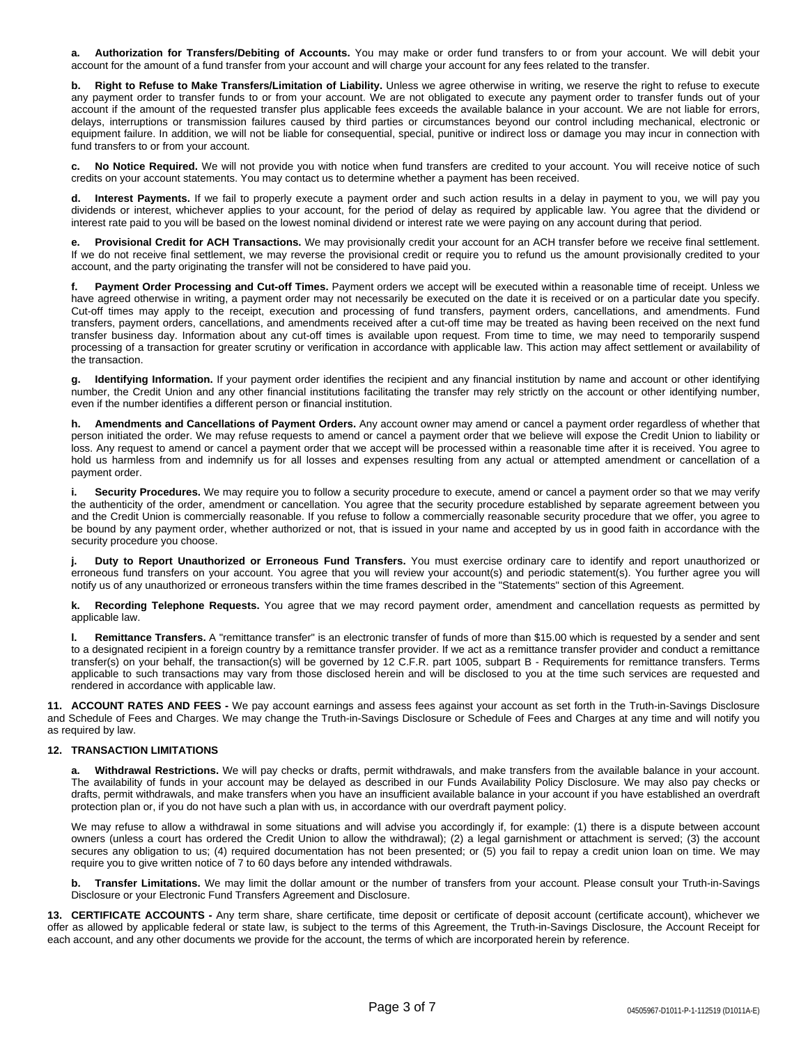**a. Authorization for Transfers/Debiting of Accounts.** You may make or order fund transfers to or from your account. We will debit your account for the amount of a fund transfer from your account and will charge your account for any fees related to the transfer.

**b. Right to Refuse to Make Transfers/Limitation of Liability.** Unless we agree otherwise in writing, we reserve the right to refuse to execute any payment order to transfer funds to or from your account. We are not obligated to execute any payment order to transfer funds out of your account if the amount of the requested transfer plus applicable fees exceeds the available balance in your account. We are not liable for errors, delays, interruptions or transmission failures caused by third parties or circumstances beyond our control including mechanical, electronic or equipment failure. In addition, we will not be liable for consequential, special, punitive or indirect loss or damage you may incur in connection with fund transfers to or from your account.

**c. No Notice Required.** We will not provide you with notice when fund transfers are credited to your account. You will receive notice of such credits on your account statements. You may contact us to determine whether a payment has been received.

**d. Interest Payments.** If we fail to properly execute a payment order and such action results in a delay in payment to you, we will pay you dividends or interest, whichever applies to your account, for the period of delay as required by applicable law. You agree that the dividend or interest rate paid to you will be based on the lowest nominal dividend or interest rate we were paying on any account during that period.

**e. Provisional Credit for ACH Transactions.** We may provisionally credit your account for an ACH transfer before we receive final settlement. If we do not receive final settlement, we may reverse the provisional credit or require you to refund us the amount provisionally credited to your account, and the party originating the transfer will not be considered to have paid you.

**f. Payment Order Processing and Cut-off Times.** Payment orders we accept will be executed within a reasonable time of receipt. Unless we have agreed otherwise in writing, a payment order may not necessarily be executed on the date it is received or on a particular date you specify. Cut-off times may apply to the receipt, execution and processing of fund transfers, payment orders, cancellations, and amendments. Fund transfers, payment orders, cancellations, and amendments received after a cut-off time may be treated as having been received on the next fund transfer business day. Information about any cut-off times is available upon request. From time to time, we may need to temporarily suspend processing of a transaction for greater scrutiny or verification in accordance with applicable law. This action may affect settlement or availability of the transaction.

**g. Identifying Information.** If your payment order identifies the recipient and any financial institution by name and account or other identifying number, the Credit Union and any other financial institutions facilitating the transfer may rely strictly on the account or other identifying number, even if the number identifies a different person or financial institution.

**h. Amendments and Cancellations of Payment Orders.** Any account owner may amend or cancel a payment order regardless of whether that person initiated the order. We may refuse requests to amend or cancel a payment order that we believe will expose the Credit Union to liability or loss. Any request to amend or cancel a payment order that we accept will be processed within a reasonable time after it is received. You agree to hold us harmless from and indemnify us for all losses and expenses resulting from any actual or attempted amendment or cancellation of a payment order.

**i. Security Procedures.** We may require you to follow a security procedure to execute, amend or cancel a payment order so that we may verify the authenticity of the order, amendment or cancellation. You agree that the security procedure established by separate agreement between you and the Credit Union is commercially reasonable. If you refuse to follow a commercially reasonable security procedure that we offer, you agree to be bound by any payment order, whether authorized or not, that is issued in your name and accepted by us in good faith in accordance with the security procedure you choose.

**j. Duty to Report Unauthorized or Erroneous Fund Transfers.** You must exercise ordinary care to identify and report unauthorized or erroneous fund transfers on your account. You agree that you will review your account(s) and periodic statement(s). You further agree you will notify us of any unauthorized or erroneous transfers within the time frames described in the "Statements" section of this Agreement.

**k. Recording Telephone Requests.** You agree that we may record payment order, amendment and cancellation requests as permitted by applicable law.

**l. Remittance Transfers.** A "remittance transfer" is an electronic transfer of funds of more than $15.00 which is requested by a sender and sent to a designated recipient in a foreign country by a remittance transfer provider. If we act as a remittance transfer provider and conduct a remittance transfer(s) on your behalf, the transaction(s) will be governed by 12 C.F.R. part 1005, subpart B - Requirements for remittance transfers. Terms applicable to such transactions may vary from those disclosed herein and will be disclosed to you at the time such services are requested and rendered in accordance with applicable law.

**11. ACCOUNT RATES AND FEES -** We pay account earnings and assess fees against your account as set forth in the Truth-in-Savings Disclosure and Schedule of Fees and Charges. We may change the Truth-in-Savings Disclosure or Schedule of Fees and Charges at any time and will notify you as required by law.

**12. TRANSACTION LIMITATIONS**

**a. Withdrawal Restrictions.** We will pay checks or drafts, permit withdrawals, and make transfers from the available balance in your account. The availability of funds in your account may be delayed as described in our Funds Availability Policy Disclosure. We may also pay checks or drafts, permit withdrawals, and make transfers when you have an insufficient available balance in your account if you have established an overdraft protection plan or, if you do not have such a plan with us, in accordance with our overdraft payment policy.

We may refuse to allow a withdrawal in some situations and will advise you accordingly if, for example: (1) there is a dispute between account owners (unless a court has ordered the Credit Union to allow the withdrawal); (2) a legal garnishment or attachment is served; (3) the account secures any obligation to us; (4) required documentation has not been presented; or (5) you fail to repay a credit union loan on time. We may require you to give written notice of 7 to 60 days before any intended withdrawals.

**b. Transfer Limitations.** We may limit the dollar amount or the number of transfers from your account. Please consult your Truth-in-Savings Disclosure or your Electronic Fund Transfers Agreement and Disclosure.

**13. CERTIFICATE ACCOUNTS -** Any term share, share certificate, time deposit or certificate of deposit account (certificate account), whichever we offer as allowed by applicable federal or state law, is subject to the terms of this Agreement, the Truth-in-Savings Disclosure, the Account Receipt for each account, and any other documents we provide for the account, the terms of which are incorporated herein by reference.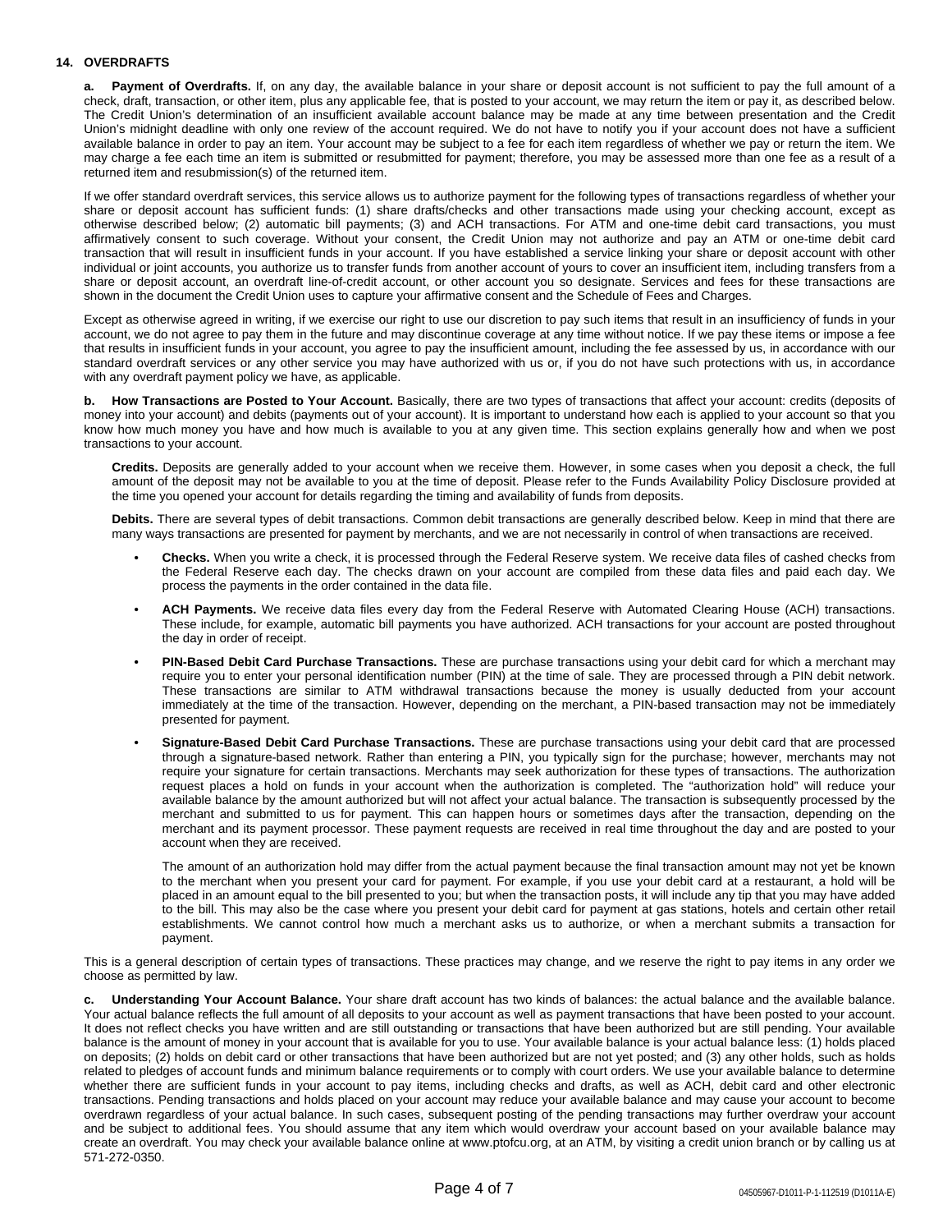## 14. OVERDRAFTS

**a. Payment of Overdrafts.** If, on any day, the available balance in your share or deposit account is not sufficient to pay the full amount of a check, draft, transaction, or other item, plus any applicable fee, that is posted to your account, we may return the item or pay it, as described below. The Credit Union's determination of an insufficient available account balance may be made at any time between presentation and the Credit Union's midnight deadline with only one review of the account required. We do not have to notify you if your account does not have a sufficient available balance in order to pay an item. Your account may be subject to a fee for each item regardless of whether we pay or return the item. We may charge a fee each time an item is submitted or resubmitted for payment; therefore, you may be assessed more than one fee as a result of a returned item and resubmission(s) of the returned item.

If we offer standard overdraft services, this service allows us to authorize payment for the following types of transactions regardless of whether your share or deposit account has sufficient funds: (1) share drafts/checks and other transactions made using your checking account, except as otherwise described below; (2) automatic bill payments; (3) and ACH transactions. For ATM and one-time debit card transactions, you must affirmatively consent to such coverage. Without your consent, the Credit Union may not authorize and pay an ATM or one-time debit card transaction that will result in insufficient funds in your account. If you have established a service linking your share or deposit account with other individual or joint accounts, you authorize us to transfer funds from another account of yours to cover an insufficient item, including transfers from a share or deposit account, an overdraft line-of-credit account, or other account you so designate. Services and fees for these transactions are shown in the document the Credit Union uses to capture your affirmative consent and the Schedule of Fees and Charges.

Except as otherwise agreed in writing, if we exercise our right to use our discretion to pay such items that result in an insufficiency of funds in your account, we do not agree to pay them in the future and may discontinue coverage at any time without notice. If we pay these items or impose a fee that results in insufficient funds in your account, you agree to pay the insufficient amount, including the fee assessed by us, in accordance with our standard overdraft services or any other service you may have authorized with us or, if you do not have such protections with us, in accordance with any overdraft payment policy we have, as applicable.

**b. How Transactions are Posted to Your Account.** Basically, there are two types of transactions that affect your account: credits (deposits of money into your account) and debits (payments out of your account). It is important to understand how each is applied to your account so that you know how much money you have and how much is available to you at any given time. This section explains generally how and when we post transactions to your account.

**Credits.** Deposits are generally added to your account when we receive them. However, in some cases when you deposit a check, the full amount of the deposit may not be available to you at the time of deposit. Please refer to the Funds Availability Policy Disclosure provided at the time you opened your account for details regarding the timing and availability of funds from deposits.

**Debits.** There are several types of debit transactions. Common debit transactions are generally described below. Keep in mind that there are many ways transactions are presented for payment by merchants, and we are not necessarily in control of when transactions are received.

- **Checks.** When you write a check, it is processed through the Federal Reserve system. We receive data files of cashed checks from the Federal Reserve each day. The checks drawn on your account are compiled from these data files and paid each day. We process the payments in the order contained in the data file.
- **ACH Payments.** We receive data files every day from the Federal Reserve with Automated Clearing House (ACH) transactions. These include, for example, automatic bill payments you have authorized. ACH transactions for your account are posted throughout the day in order of receipt.
- **PIN-Based Debit Card Purchase Transactions.** These are purchase transactions using your debit card for which a merchant may require you to enter your personal identification number (PIN) at the time of sale. They are processed through a PIN debit network. These transactions are similar to ATM withdrawal transactions because the money is usually deducted from your account immediately at the time of the transaction. However, depending on the merchant, a PIN-based transaction may not be immediately presented for payment.
- **Signature-Based Debit Card Purchase Transactions.** These are purchase transactions using your debit card that are processed through a signature-based network. Rather than entering a PIN, you typically sign for the purchase; however, merchants may not require your signature for certain transactions. Merchants may seek authorization for these types of transactions. The authorization request places a hold on funds in your account when the authorization is completed. The "authorization hold" will reduce your available balance by the amount authorized but will not affect your actual balance. The transaction is subsequently processed by the merchant and submitted to us for payment. This can happen hours or sometimes days after the transaction, depending on the merchant and its payment processor. These payment requests are received in real time throughout the day and are posted to your account when they are received.

  The amount of an authorization hold may differ from the actual payment because the final transaction amount may not yet be known to the merchant when you present your card for payment. For example, if you use your debit card at a restaurant, a hold will be placed in an amount equal to the bill presented to you; but when the transaction posts, it will include any tip that you may have added to the bill. This may also be the case where you present your debit card for payment at gas stations, hotels and certain other retail establishments. We cannot control how much a merchant asks us to authorize, or when a merchant submits a transaction for payment.

This is a general description of certain types of transactions. These practices may change, and we reserve the right to pay items in any order we choose as permitted by law.

**c. Understanding Your Account Balance.** Your share draft account has two kinds of balances: the actual balance and the available balance. Your actual balance reflects the full amount of all deposits to your account as well as payment transactions that have been posted to your account. It does not reflect checks you have written and are still outstanding or transactions that have been authorized but are still pending. Your available balance is the amount of money in your account that is available for you to use. Your available balance is your actual balance less: (1) holds placed on deposits; (2) holds on debit card or other transactions that have been authorized but are not yet posted; and (3) any other holds, such as holds related to pledges of account funds and minimum balance requirements or to comply with court orders. We use your available balance to determine whether there are sufficient funds in your account to pay items, including checks and drafts, as well as ACH, debit card and other electronic transactions. Pending transactions and holds placed on your account may reduce your available balance and may cause your account to become overdrawn regardless of your actual balance. In such cases, subsequent posting of the pending transactions may further overdraw your account and be subject to additional fees. You should assume that any item which would overdraw your account based on your available balance may create an overdraft. You may check your available balance online at www.ptofcu.org, at an ATM, by visiting a credit union branch or by calling us at 571-272-0350.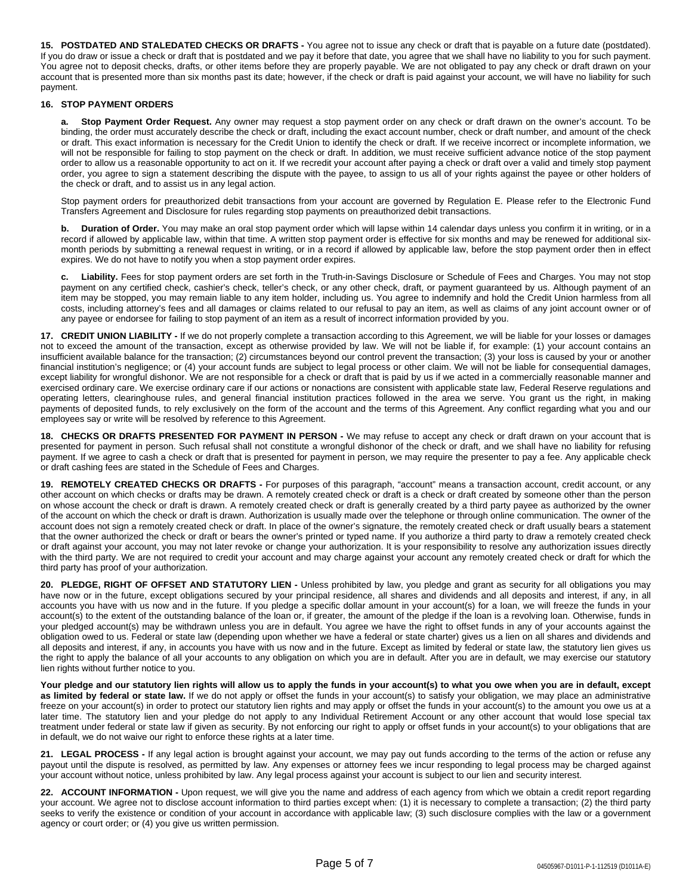**15. POSTDATED AND STALEDATED CHECKS OR DRAFTS -** You agree not to issue any check or draft that is payable on a future date (postdated). If you do draw or issue a check or draft that is postdated and we pay it before that date, you agree that we shall have no liability to you for such payment. You agree not to deposit checks, drafts, or other items before they are properly payable. We are not obligated to pay any check or draft drawn on your account that is presented more than six months past its date; however, if the check or draft is paid against your account, we will have no liability for such payment.

**16. STOP PAYMENT ORDERS**

**a. Stop Payment Order Request.** Any owner may request a stop payment order on any check or draft drawn on the owner's account. To be binding, the order must accurately describe the check or draft, including the exact account number, check or draft number, and amount of the check or draft. This exact information is necessary for the Credit Union to identify the check or draft. If we receive incorrect or incomplete information, we will not be responsible for failing to stop payment on the check or draft. In addition, we must receive sufficient advance notice of the stop payment order to allow us a reasonable opportunity to act on it. If we recredit your account after paying a check or draft over a valid and timely stop payment order, you agree to sign a statement describing the dispute with the payee, to assign to us all of your rights against the payee or other holders of the check or draft, and to assist us in any legal action.

Stop payment orders for preauthorized debit transactions from your account are governed by Regulation E. Please refer to the Electronic Fund Transfers Agreement and Disclosure for rules regarding stop payments on preauthorized debit transactions.

**b. Duration of Order.** You may make an oral stop payment order which will lapse within 14 calendar days unless you confirm it in writing, or in a record if allowed by applicable law, within that time. A written stop payment order is effective for six months and may be renewed for additional six-month periods by submitting a renewal request in writing, or in a record if allowed by applicable law, before the stop payment order then in effect expires. We do not have to notify you when a stop payment order expires.

**c. Liability.** Fees for stop payment orders are set forth in the Truth-in-Savings Disclosure or Schedule of Fees and Charges. You may not stop payment on any certified check, cashier's check, teller's check, or any other check, draft, or payment guaranteed by us. Although payment of an item may be stopped, you may remain liable to any item holder, including us. You agree to indemnify and hold the Credit Union harmless from all costs, including attorney's fees and all damages or claims related to our refusal to pay an item, as well as claims of any joint account owner or of any payee or endorsee for failing to stop payment of an item as a result of incorrect information provided by you.

**17. CREDIT UNION LIABILITY -** If we do not properly complete a transaction according to this Agreement, we will be liable for your losses or damages not to exceed the amount of the transaction, except as otherwise provided by law. We will not be liable if, for example: (1) your account contains an insufficient available balance for the transaction; (2) circumstances beyond our control prevent the transaction; (3) your loss is caused by your or another financial institution's negligence; or (4) your account funds are subject to legal process or other claim. We will not be liable for consequential damages, except liability for wrongful dishonor. We are not responsible for a check or draft that is paid by us if we acted in a commercially reasonable manner and exercised ordinary care. We exercise ordinary care if our actions or nonactions are consistent with applicable state law, Federal Reserve regulations and operating letters, clearinghouse rules, and general financial institution practices followed in the area we serve. You grant us the right, in making payments of deposited funds, to rely exclusively on the form of the account and the terms of this Agreement. Any conflict regarding what you and our employees say or write will be resolved by reference to this Agreement.

**18. CHECKS OR DRAFTS PRESENTED FOR PAYMENT IN PERSON -** We may refuse to accept any check or draft drawn on your account that is presented for payment in person. Such refusal shall not constitute a wrongful dishonor of the check or draft, and we shall have no liability for refusing payment. If we agree to cash a check or draft that is presented for payment in person, we may require the presenter to pay a fee. Any applicable check or draft cashing fees are stated in the Schedule of Fees and Charges.

**19. REMOTELY CREATED CHECKS OR DRAFTS -** For purposes of this paragraph, "account" means a transaction account, credit account, or any other account on which checks or drafts may be drawn. A remotely created check or draft is a check or draft created by someone other than the person on whose account the check or draft is drawn. A remotely created check or draft is generally created by a third party payee as authorized by the owner of the account on which the check or draft is drawn. Authorization is usually made over the telephone or through online communication. The owner of the account does not sign a remotely created check or draft. In place of the owner's signature, the remotely created check or draft usually bears a statement that the owner authorized the check or draft or bears the owner's printed or typed name. If you authorize a third party to draw a remotely created check or draft against your account, you may not later revoke or change your authorization. It is your responsibility to resolve any authorization issues directly with the third party. We are not required to credit your account and may charge against your account any remotely created check or draft for which the third party has proof of your authorization.

**20. PLEDGE, RIGHT OF OFFSET AND STATUTORY LIEN -** Unless prohibited by law, you pledge and grant as security for all obligations you may have now or in the future, except obligations secured by your principal residence, all shares and dividends and all deposits and interest, if any, in all accounts you have with us now and in the future. If you pledge a specific dollar amount in your account(s) for a loan, we will freeze the funds in your account(s) to the extent of the outstanding balance of the loan or, if greater, the amount of the pledge if the loan is a revolving loan. Otherwise, funds in your pledged account(s) may be withdrawn unless you are in default. You agree we have the right to offset funds in any of your accounts against the obligation owed to us. Federal or state law (depending upon whether we have a federal or state charter) gives us a lien on all shares and dividends and all deposits and interest, if any, in accounts you have with us now and in the future. Except as limited by federal or state law, the statutory lien gives us the right to apply the balance of all your accounts to any obligation on which you are in default. After you are in default, we may exercise our statutory lien rights without further notice to you.

**Your pledge and our statutory lien rights will allow us to apply the funds in your account(s) to what you owe when you are in default, except as limited by federal or state law.** If we do not apply or offset the funds in your account(s) to satisfy your obligation, we may place an administrative freeze on your account(s) in order to protect our statutory lien rights and may apply or offset the funds in your account(s) to the amount you owe us at a later time. The statutory lien and your pledge do not apply to any Individual Retirement Account or any other account that would lose special tax treatment under federal or state law if given as security. By not enforcing our right to apply or offset funds in your account(s) to your obligations that are in default, we do not waive our right to enforce these rights at a later time.

**21. LEGAL PROCESS -** If any legal action is brought against your account, we may pay out funds according to the terms of the action or refuse any payout until the dispute is resolved, as permitted by law. Any expenses or attorney fees we incur responding to legal process may be charged against your account without notice, unless prohibited by law. Any legal process against your account is subject to our lien and security interest.

**22. ACCOUNT INFORMATION -** Upon request, we will give you the name and address of each agency from which we obtain a credit report regarding your account. We agree not to disclose account information to third parties except when: (1) it is necessary to complete a transaction; (2) the third party seeks to verify the existence or condition of your account in accordance with applicable law; (3) such disclosure complies with the law or a government agency or court order; or (4) you give us written permission.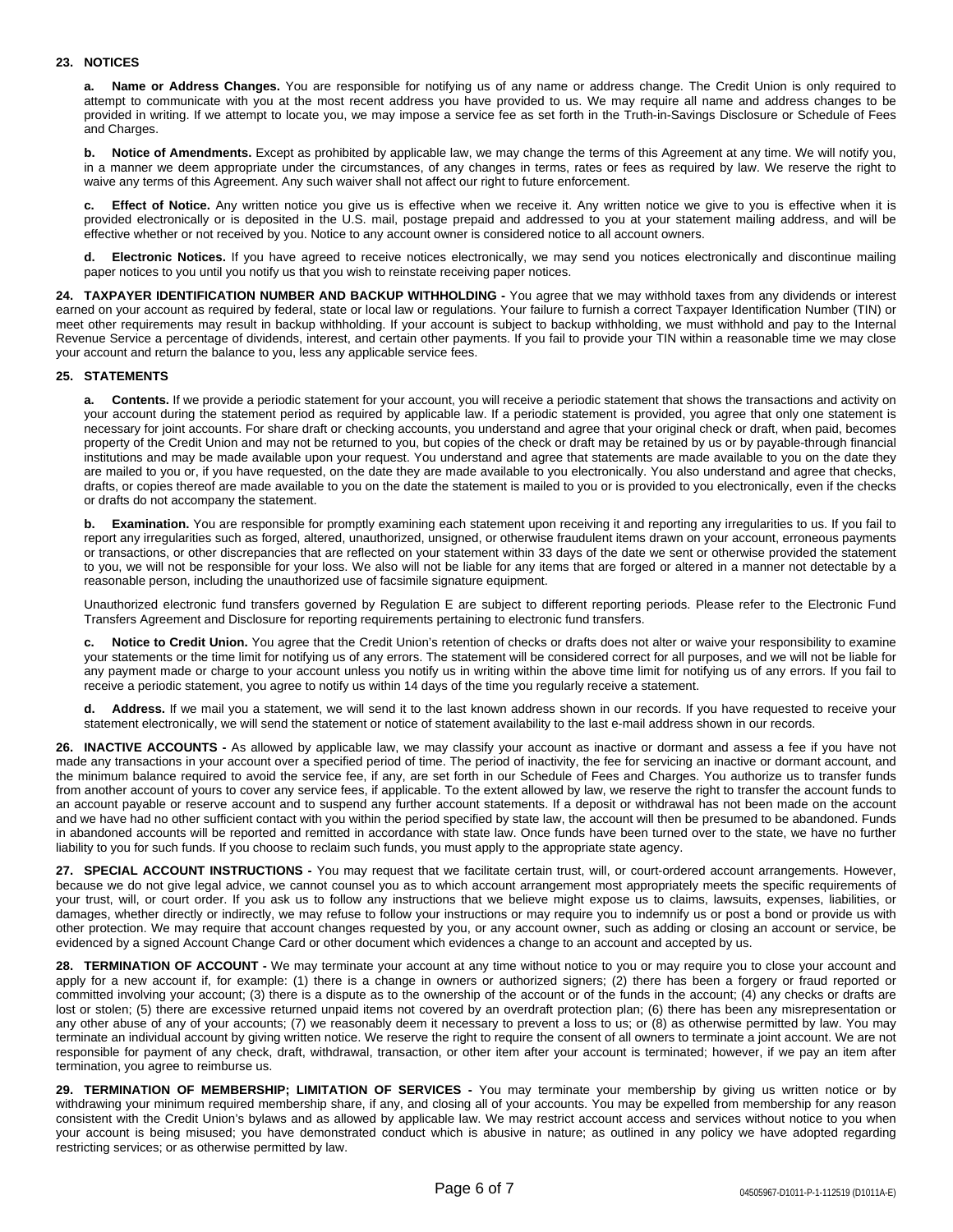## 23. NOTICES

**a. Name or Address Changes.** You are responsible for notifying us of any name or address change. The Credit Union is only required to attempt to communicate with you at the most recent address you have provided to us. We may require all name and address changes to be provided in writing. If we attempt to locate you, we may impose a service fee as set forth in the Truth-in-Savings Disclosure or Schedule of Fees and Charges.

**b. Notice of Amendments.** Except as prohibited by applicable law, we may change the terms of this Agreement at any time. We will notify you, in a manner we deem appropriate under the circumstances, of any changes in terms, rates or fees as required by law. We reserve the right to waive any terms of this Agreement. Any such waiver shall not affect our right to future enforcement.

**c. Effect of Notice.** Any written notice you give us is effective when we receive it. Any written notice we give to you is effective when it is provided electronically or is deposited in the U.S. mail, postage prepaid and addressed to you at your statement mailing address, and will be effective whether or not received by you. Notice to any account owner is considered notice to all account owners.

**d. Electronic Notices.** If you have agreed to receive notices electronically, we may send you notices electronically and discontinue mailing paper notices to you until you notify us that you wish to reinstate receiving paper notices.

**24. TAXPAYER IDENTIFICATION NUMBER AND BACKUP WITHHOLDING -** You agree that we may withhold taxes from any dividends or interest earned on your account as required by federal, state or local law or regulations. Your failure to furnish a correct Taxpayer Identification Number (TIN) or meet other requirements may result in backup withholding. If your account is subject to backup withholding, we must withhold and pay to the Internal Revenue Service a percentage of dividends, interest, and certain other payments. If you fail to provide your TIN within a reasonable time we may close your account and return the balance to you, less any applicable service fees.

## 25. STATEMENTS

**a. Contents.** If we provide a periodic statement for your account, you will receive a periodic statement that shows the transactions and activity on your account during the statement period as required by applicable law. If a periodic statement is provided, you agree that only one statement is necessary for joint accounts. For share draft or checking accounts, you understand and agree that your original check or draft, when paid, becomes property of the Credit Union and may not be returned to you, but copies of the check or draft may be retained by us or by payable-through financial institutions and may be made available upon your request. You understand and agree that statements are made available to you on the date they are mailed to you or, if you have requested, on the date they are made available to you electronically. You also understand and agree that checks, drafts, or copies thereof are made available to you on the date the statement is mailed to you or is provided to you electronically, even if the checks or drafts do not accompany the statement.

**b. Examination.** You are responsible for promptly examining each statement upon receiving it and reporting any irregularities to us. If you fail to report any irregularities such as forged, altered, unauthorized, unsigned, or otherwise fraudulent items drawn on your account, erroneous payments or transactions, or other discrepancies that are reflected on your statement within 33 days of the date we sent or otherwise provided the statement to you, we will not be responsible for your loss. We also will not be liable for any items that are forged or altered in a manner not detectable by a reasonable person, including the unauthorized use of facsimile signature equipment.

Unauthorized electronic fund transfers governed by Regulation E are subject to different reporting periods. Please refer to the Electronic Fund Transfers Agreement and Disclosure for reporting requirements pertaining to electronic fund transfers.

**c. Notice to Credit Union.** You agree that the Credit Union's retention of checks or drafts does not alter or waive your responsibility to examine your statements or the time limit for notifying us of any errors. The statement will be considered correct for all purposes, and we will not be liable for any payment made or charge to your account unless you notify us in writing within the above time limit for notifying us of any errors. If you fail to receive a periodic statement, you agree to notify us within 14 days of the time you regularly receive a statement.

**d. Address.** If we mail you a statement, we will send it to the last known address shown in our records. If you have requested to receive your statement electronically, we will send the statement or notice of statement availability to the last e-mail address shown in our records.

**26. INACTIVE ACCOUNTS -** As allowed by applicable law, we may classify your account as inactive or dormant and assess a fee if you have not made any transactions in your account over a specified period of time. The period of inactivity, the fee for servicing an inactive or dormant account, and the minimum balance required to avoid the service fee, if any, are set forth in our Schedule of Fees and Charges. You authorize us to transfer funds from another account of yours to cover any service fees, if applicable. To the extent allowed by law, we reserve the right to transfer the account funds to an account payable or reserve account and to suspend any further account statements. If a deposit or withdrawal has not been made on the account and we have had no other sufficient contact with you within the period specified by state law, the account will then be presumed to be abandoned. Funds in abandoned accounts will be reported and remitted in accordance with state law. Once funds have been turned over to the state, we have no further liability to you for such funds. If you choose to reclaim such funds, you must apply to the appropriate state agency.

**27. SPECIAL ACCOUNT INSTRUCTIONS -** You may request that we facilitate certain trust, will, or court-ordered account arrangements. However, because we do not give legal advice, we cannot counsel you as to which account arrangement most appropriately meets the specific requirements of your trust, will, or court order. If you ask us to follow any instructions that we believe might expose us to claims, lawsuits, expenses, liabilities, or damages, whether directly or indirectly, we may refuse to follow your instructions or may require you to indemnify us or post a bond or provide us with other protection. We may require that account changes requested by you, or any account owner, such as adding or closing an account or service, be evidenced by a signed Account Change Card or other document which evidences a change to an account and accepted by us.

**28. TERMINATION OF ACCOUNT -** We may terminate your account at any time without notice to you or may require you to close your account and apply for a new account if, for example: (1) there is a change in owners or authorized signers; (2) there has been a forgery or fraud reported or committed involving your account; (3) there is a dispute as to the ownership of the account or of the funds in the account; (4) any checks or drafts are lost or stolen; (5) there are excessive returned unpaid items not covered by an overdraft protection plan; (6) there has been any misrepresentation or any other abuse of any of your accounts; (7) we reasonably deem it necessary to prevent a loss to us; or (8) as otherwise permitted by law. You may terminate an individual account by giving written notice. We reserve the right to require the consent of all owners to terminate a joint account. We are not responsible for payment of any check, draft, withdrawal, transaction, or other item after your account is terminated; however, if we pay an item after termination, you agree to reimburse us.

**29. TERMINATION OF MEMBERSHIP; LIMITATION OF SERVICES -** You may terminate your membership by giving us written notice or by withdrawing your minimum required membership share, if any, and closing all of your accounts. You may be expelled from membership for any reason consistent with the Credit Union's bylaws and as allowed by applicable law. We may restrict account access and services without notice to you when your account is being misused; you have demonstrated conduct which is abusive in nature; as outlined in any policy we have adopted regarding restricting services; or as otherwise permitted by law.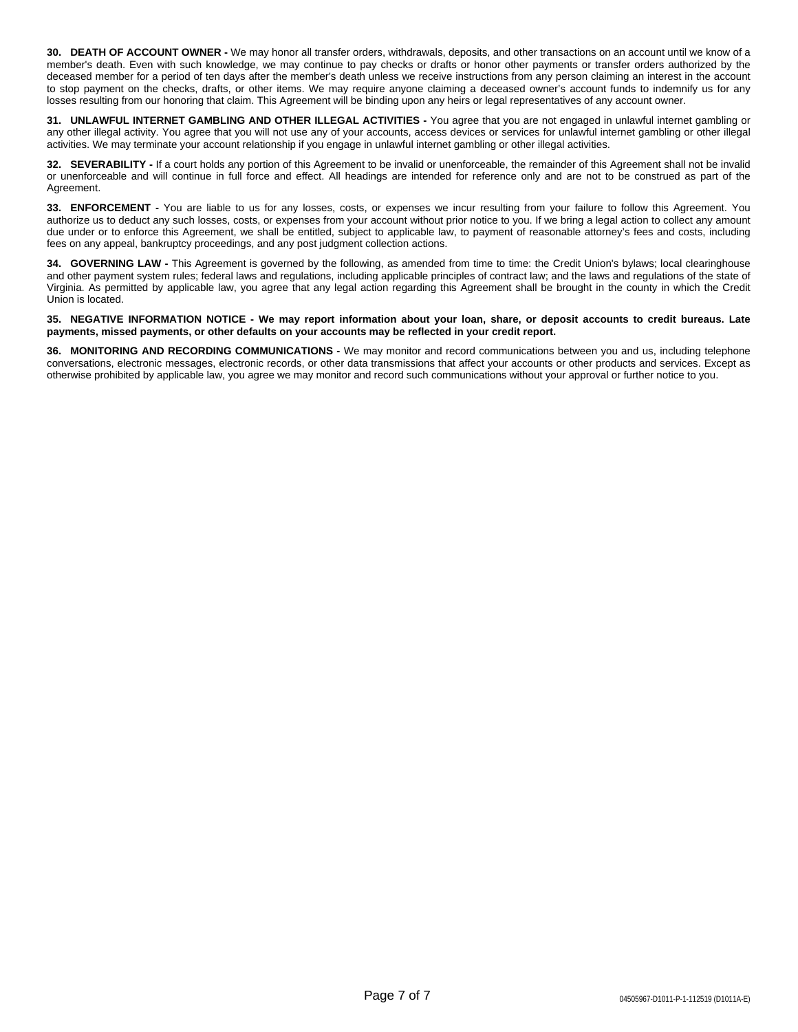**30. DEATH OF ACCOUNT OWNER -** We may honor all transfer orders, withdrawals, deposits, and other transactions on an account until we know of a member's death. Even with such knowledge, we may continue to pay checks or drafts or honor other payments or transfer orders authorized by the deceased member for a period of ten days after the member's death unless we receive instructions from any person claiming an interest in the account to stop payment on the checks, drafts, or other items. We may require anyone claiming a deceased owner's account funds to indemnify us for any losses resulting from our honoring that claim. This Agreement will be binding upon any heirs or legal representatives of any account owner.

**31. UNLAWFUL INTERNET GAMBLING AND OTHER ILLEGAL ACTIVITIES -** You agree that you are not engaged in unlawful internet gambling or any other illegal activity. You agree that you will not use any of your accounts, access devices or services for unlawful internet gambling or other illegal activities. We may terminate your account relationship if you engage in unlawful internet gambling or other illegal activities.

**32. SEVERABILITY -** If a court holds any portion of this Agreement to be invalid or unenforceable, the remainder of this Agreement shall not be invalid or unenforceable and will continue in full force and effect. All headings are intended for reference only and are not to be construed as part of the Agreement.

**33. ENFORCEMENT -** You are liable to us for any losses, costs, or expenses we incur resulting from your failure to follow this Agreement. You authorize us to deduct any such losses, costs, or expenses from your account without prior notice to you. If we bring a legal action to collect any amount due under or to enforce this Agreement, we shall be entitled, subject to applicable law, to payment of reasonable attorney's fees and costs, including fees on any appeal, bankruptcy proceedings, and any post judgment collection actions.

**34. GOVERNING LAW -** This Agreement is governed by the following, as amended from time to time: the Credit Union's bylaws; local clearinghouse and other payment system rules; federal laws and regulations, including applicable principles of contract law; and the laws and regulations of the state of Virginia. As permitted by applicable law, you agree that any legal action regarding this Agreement shall be brought in the county in which the Credit Union is located.

**35. NEGATIVE INFORMATION NOTICE - We may report information about your loan, share, or deposit accounts to credit bureaus. Late payments, missed payments, or other defaults on your accounts may be reflected in your credit report.**

**36. MONITORING AND RECORDING COMMUNICATIONS -** We may monitor and record communications between you and us, including telephone conversations, electronic messages, electronic records, or other data transmissions that affect your accounts or other products and services. Except as otherwise prohibited by applicable law, you agree we may monitor and record such communications without your approval or further notice to you.

04505967-D1011-P-1-112519 (D1011A-E)